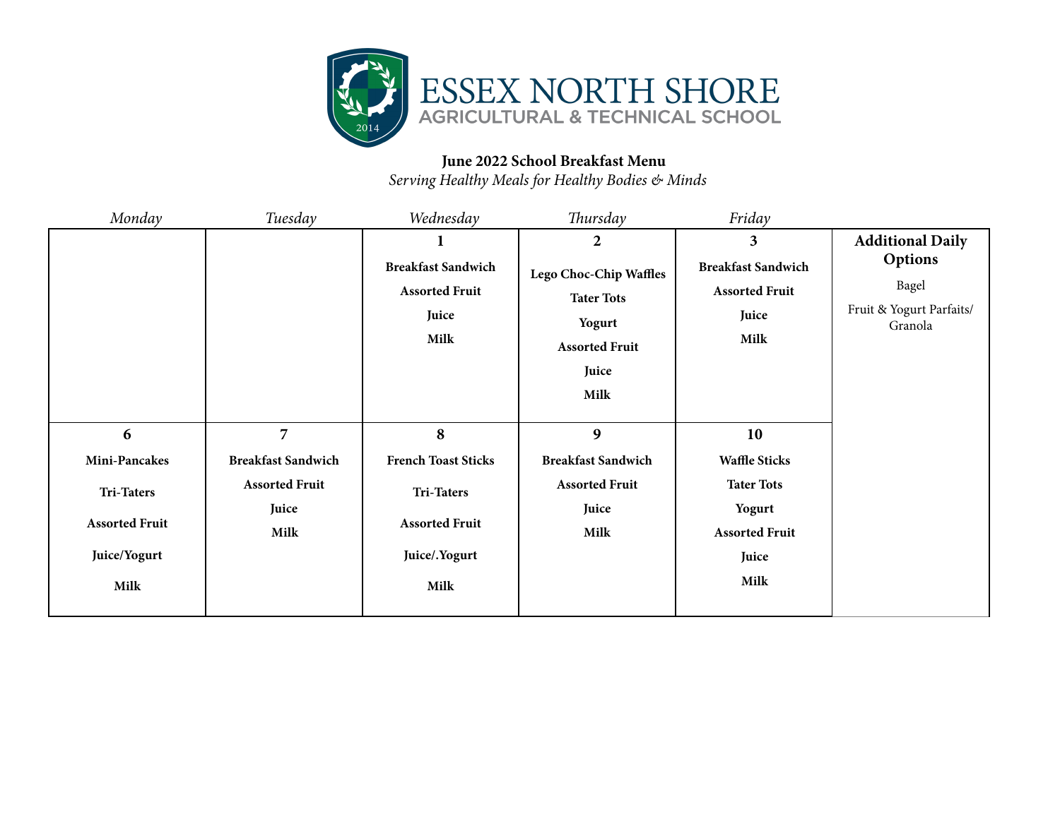# ESSEX NORTH SHORE

## AGRICULTURAL & TECHNICAL SCHOOL

**June 2022 School Breakfast Menu**

*Serving Healthy Meals for Healthy Bodies & Minds*

| Monday | Tuesday | Wednesday | Thursday | Friday | |
|---|---|---|---|---|---|
| | | **1**<br>**Breakfast Sandwich**<br>**Assorted Fruit**<br>**Juice**<br>**Milk** | **2**<br>**Lego Choc-Chip Waffles**<br>**Tater Tots**<br>**Yogurt**<br>**Assorted Fruit**<br>**Juice**<br>**Milk** | **3**<br>**Breakfast Sandwich**<br>**Assorted Fruit**<br>**Juice**<br>**Milk** | **Additional Daily Options**<br>Bagel<br>Fruit & Yogurt Parfaits/ Granola |
| **6**<br>**Mini-Pancakes**<br>**Tri-Taters**<br>**Assorted Fruit**<br>**Juice/Yogurt**<br>**Milk** | **7**<br>**Breakfast Sandwich**<br>**Assorted Fruit**<br>**Juice**<br>**Milk** | **8**<br>**French Toast Sticks**<br>**Tri-Taters**<br>**Assorted Fruit**<br>**Juice/.Yogurt**<br>**Milk** | **9**<br>**Breakfast Sandwich**<br>**Assorted Fruit**<br>**Juice**<br>**Milk** | **10**<br>**Waffle Sticks**<br>**Tater Tots**<br>**Yogurt**<br>**Assorted Fruit**<br>**Juice**<br>**Milk** | |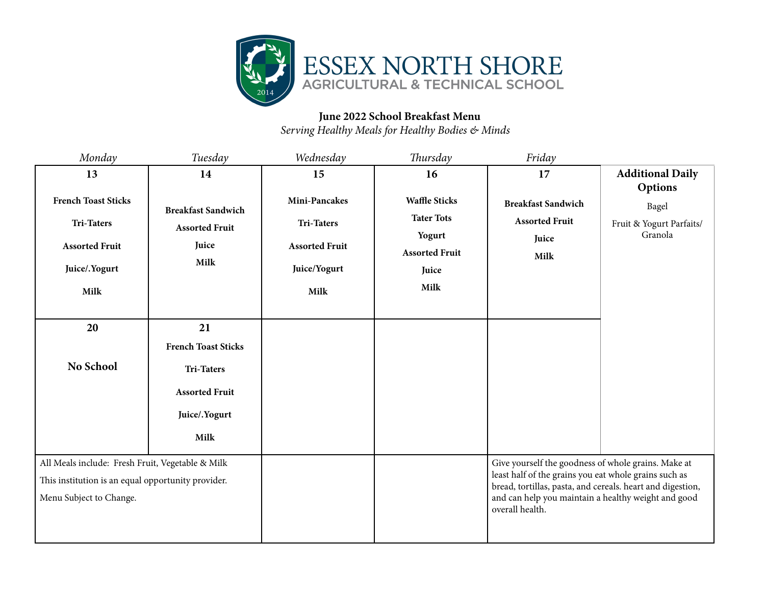# ESSEX NORTH SHORE
## AGRICULTURAL & TECHNICAL SCHOOL

**June 2022 School Breakfast Menu**

*Serving Healthy Meals for Healthy Bodies & Minds*

| *Monday* | *Tuesday* | *Wednesday* | *Thursday* | *Friday* | |
|---|---|---|---|---|---|
| **13**<br>**French Toast Sticks**<br>**Tri-Taters**<br>**Assorted Fruit**<br>**Juice/.Yogurt**<br>**Milk** | **14**<br>**Breakfast Sandwich**<br>**Assorted Fruit**<br>**Juice**<br>**Milk** | **15**<br>**Mini-Pancakes**<br>**Tri-Taters**<br>**Assorted Fruit**<br>**Juice/Yogurt**<br>**Milk** | **16**<br>**Waffle Sticks**<br>**Tater Tots**<br>**Yogurt**<br>**Assorted Fruit**<br>**Juice**<br>**Milk** | **17**<br>**Breakfast Sandwich**<br>**Assorted Fruit**<br>**Juice**<br>**Milk** | **Additional Daily Options**<br>Bagel<br>Fruit & Yogurt Parfaits/ Granola |
| **20**<br>**No School** | **21**<br>**French Toast Sticks**<br>**Tri-Taters**<br>**Assorted Fruit**<br>**Juice/.Yogurt**<br>**Milk** | | | | |
| All Meals include: Fresh Fruit, Vegetable & Milk<br>This institution is an equal opportunity provider.<br>Menu Subject to Change. | | | | Give yourself the goodness of whole grains. Make at least half of the grains you eat whole grains such as bread, tortillas, pasta, and cereals. heart and digestion, and can help you maintain a healthy weight and good overall health. | |